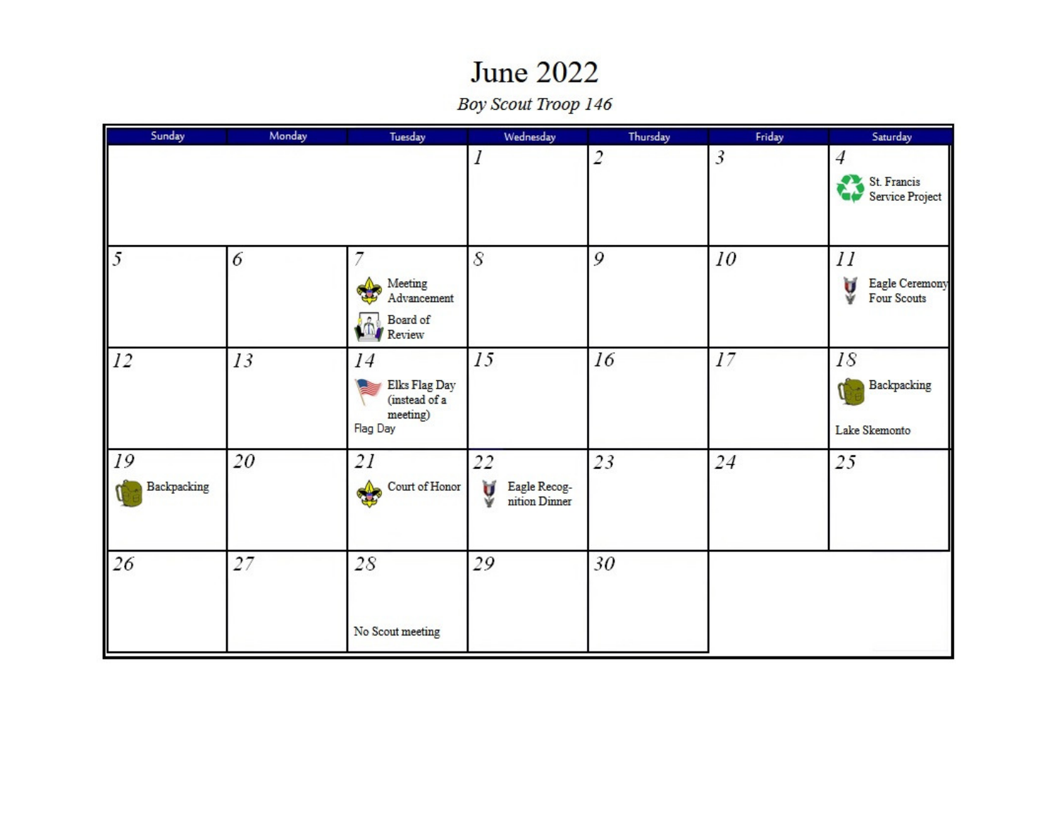# June 2022

*Boy Scout Troop 146*

| Sunday | Monday | Tuesday | Wednesday | Thursday | Friday | Saturday |
|---|---|---|---|---|---|---|
| | | | 1 | 2 | 3 | 4 St. Francis Service Project |
| 5 | 6 | 7 Meeting Advancement; Board of Review | 8 | 9 | 10 | 11 Eagle Ceremony Four Scouts |
| 12 | 13 | 14 Elks Flag Day (instead of a meeting); Flag Day | 15 | 16 | 17 | 18 Backpacking; Lake Skemonto |
| 19 Backpacking | 20 | 21 Court of Honor | 22 Eagle Recog-nition Dinner | 23 | 24 | 25 |
| 26 | 27 | 28 No Scout meeting | 29 | 30 | | |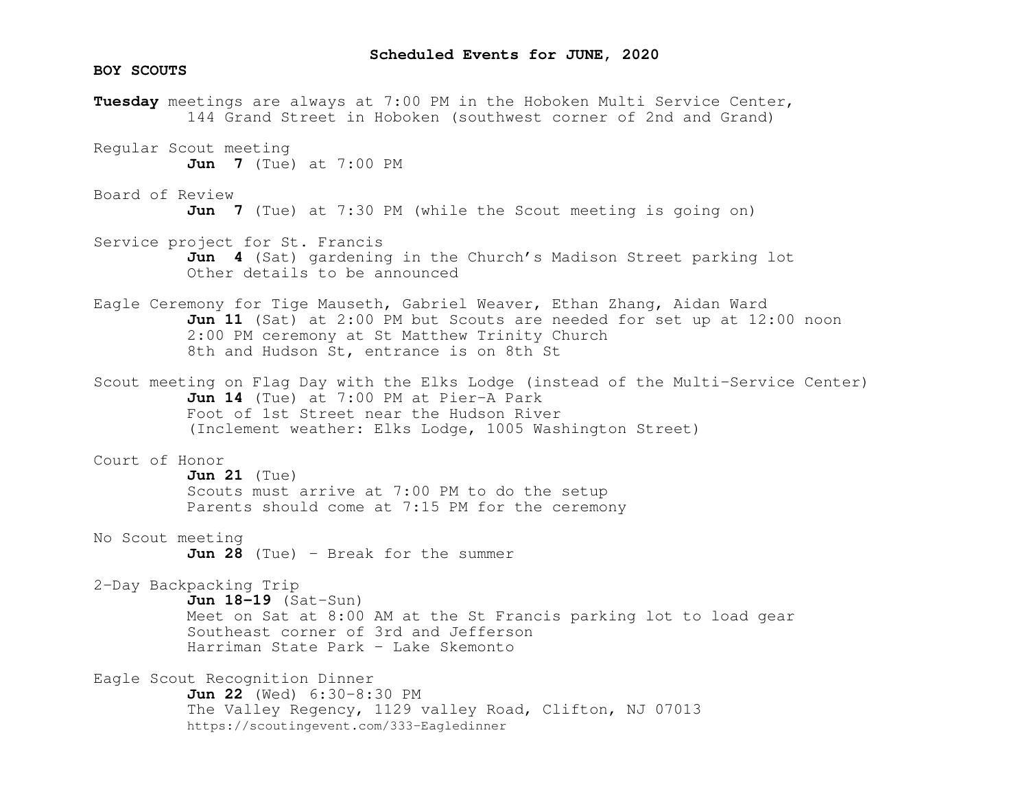## Scheduled Events for JUNE, 2020

### BOY SCOUTS

**Tuesday** meetings are always at 7:00 PM in the Hoboken Multi Service Center, 144 Grand Street in Hoboken (southwest corner of 2nd and Grand)

Regular Scout meeting
**Jun 7** (Tue) at 7:00 PM

Board of Review
**Jun 7** (Tue) at 7:30 PM (while the Scout meeting is going on)

Service project for St. Francis
**Jun 4** (Sat) gardening in the Church's Madison Street parking lot
Other details to be announced

Eagle Ceremony for Tige Mauseth, Gabriel Weaver, Ethan Zhang, Aidan Ward
**Jun 11** (Sat) at 2:00 PM but Scouts are needed for set up at 12:00 noon
2:00 PM ceremony at St Matthew Trinity Church
8th and Hudson St, entrance is on 8th St

Scout meeting on Flag Day with the Elks Lodge (instead of the Multi-Service Center)
**Jun 14** (Tue) at 7:00 PM at Pier-A Park
Foot of 1st Street near the Hudson River
(Inclement weather: Elks Lodge, 1005 Washington Street)

Court of Honor
**Jun 21** (Tue)
Scouts must arrive at 7:00 PM to do the setup
Parents should come at 7:15 PM for the ceremony

No Scout meeting
**Jun 28** (Tue) – Break for the summer

2-Day Backpacking Trip
**Jun 18-19** (Sat-Sun)
Meet on Sat at 8:00 AM at the St Francis parking lot to load gear
Southeast corner of 3rd and Jefferson
Harriman State Park – Lake Skemonto

Eagle Scout Recognition Dinner
**Jun 22** (Wed) 6:30-8:30 PM
The Valley Regency, 1129 valley Road, Clifton, NJ 07013
https://scoutingevent.com/333-Eagledinner